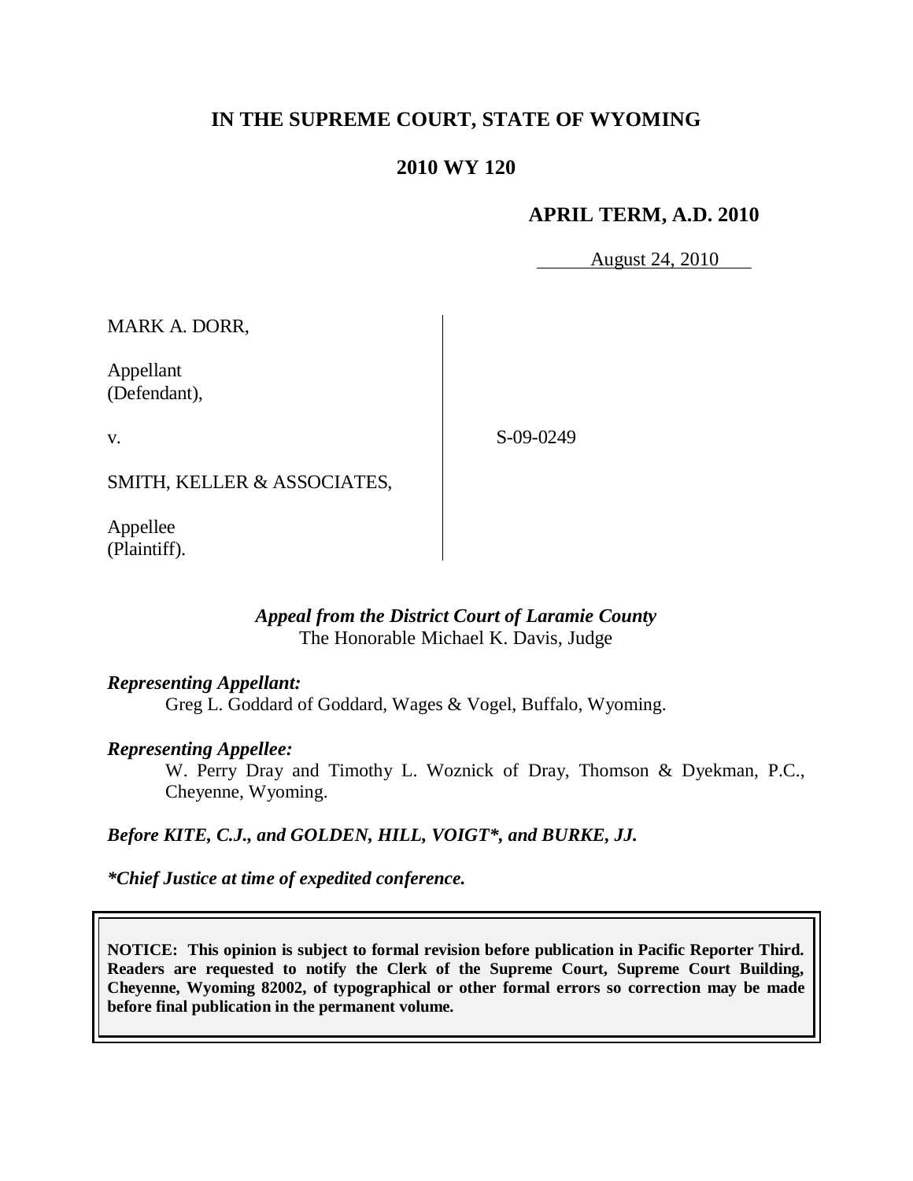# IN THE SUPREME COURT, STATE OF WYOMING

## 2010 WY 120

### APRIL TERM, A.D. 2010

August 24, 2010

MARK A. DORR,

Appellant
(Defendant),

v.

S-09-0249

SMITH, KELLER & ASSOCIATES,

Appellee
(Plaintiff).

*Appeal from the District Court of Laramie County*
The Honorable Michael K. Davis, Judge

***Representing Appellant:***

Greg L. Goddard of Goddard, Wages & Vogel, Buffalo, Wyoming.

***Representing Appellee:***

W. Perry Dray and Timothy L. Woznick of Dray, Thomson & Dyekman, P.C., Cheyenne, Wyoming.

***Before KITE, C.J., and GOLDEN, HILL, VOIGT\*, and BURKE, JJ.***

***\*Chief Justice at time of expedited conference.***

**NOTICE: This opinion is subject to formal revision before publication in Pacific Reporter Third. Readers are requested to notify the Clerk of the Supreme Court, Supreme Court Building, Cheyenne, Wyoming 82002, of typographical or other formal errors so correction may be made before final publication in the permanent volume.**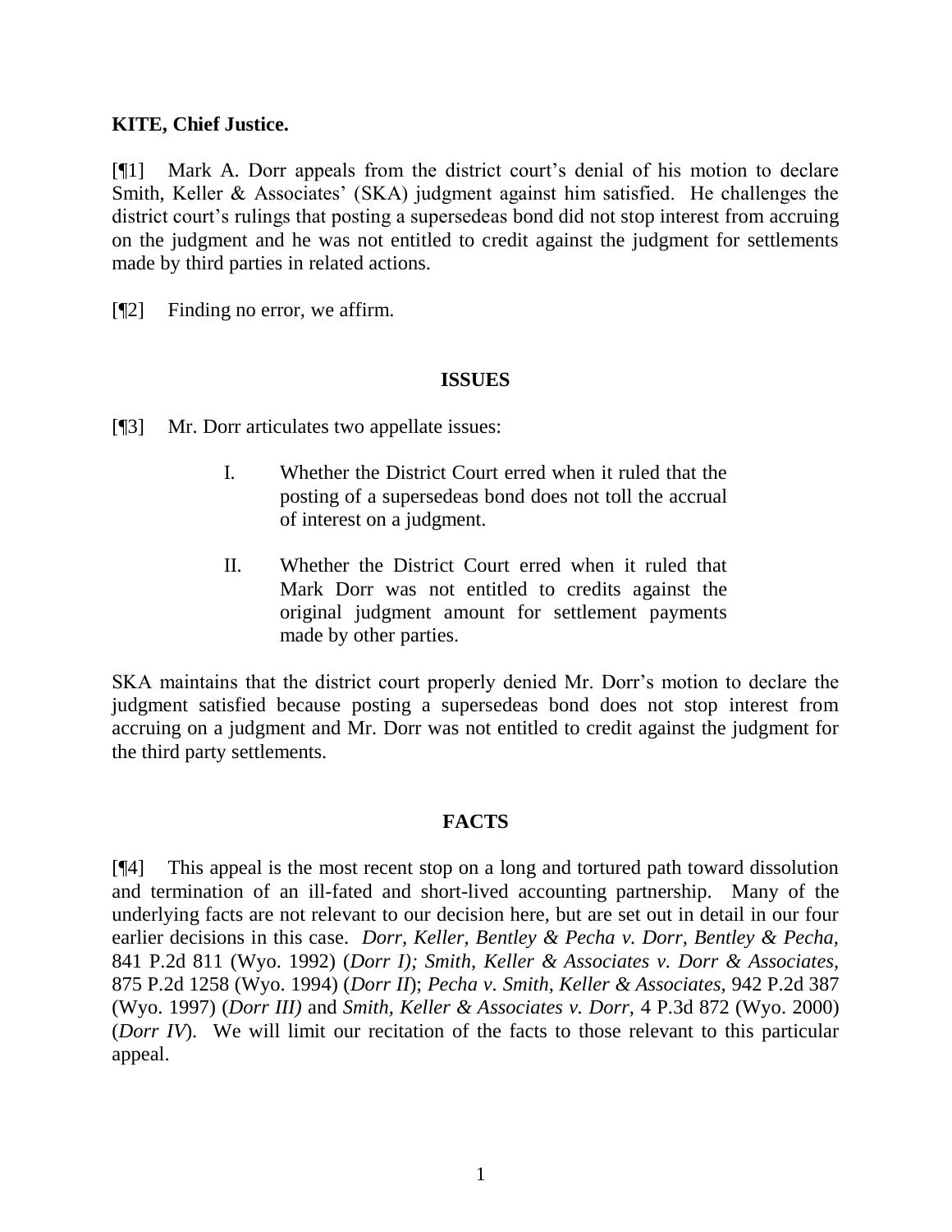**KITE, Chief Justice.**

[¶1] Mark A. Dorr appeals from the district court's denial of his motion to declare Smith, Keller & Associates' (SKA) judgment against him satisfied. He challenges the district court's rulings that posting a supersedeas bond did not stop interest from accruing on the judgment and he was not entitled to credit against the judgment for settlements made by third parties in related actions.

[¶2] Finding no error, we affirm.

## ISSUES

[¶3] Mr. Dorr articulates two appellate issues:

> I. Whether the District Court erred when it ruled that the posting of a supersedeas bond does not toll the accrual of interest on a judgment.
>
> II. Whether the District Court erred when it ruled that Mark Dorr was not entitled to credits against the original judgment amount for settlement payments made by other parties.

SKA maintains that the district court properly denied Mr. Dorr's motion to declare the judgment satisfied because posting a supersedeas bond does not stop interest from accruing on a judgment and Mr. Dorr was not entitled to credit against the judgment for the third party settlements.

## FACTS

[¶4] This appeal is the most recent stop on a long and tortured path toward dissolution and termination of an ill-fated and short-lived accounting partnership. Many of the underlying facts are not relevant to our decision here, but are set out in detail in our four earlier decisions in this case. *Dorr, Keller, Bentley & Pecha v. Dorr, Bentley & Pecha*, 841 P.2d 811 (Wyo. 1992) (*Dorr I); Smith, Keller & Associates v. Dorr & Associates*, 875 P.2d 1258 (Wyo. 1994) (*Dorr II*); *Pecha v. Smith, Keller & Associates*, 942 P.2d 387 (Wyo. 1997) (*Dorr III)* and *Smith, Keller & Associates v. Dorr*, 4 P.3d 872 (Wyo. 2000) (*Dorr IV*). We will limit our recitation of the facts to those relevant to this particular appeal.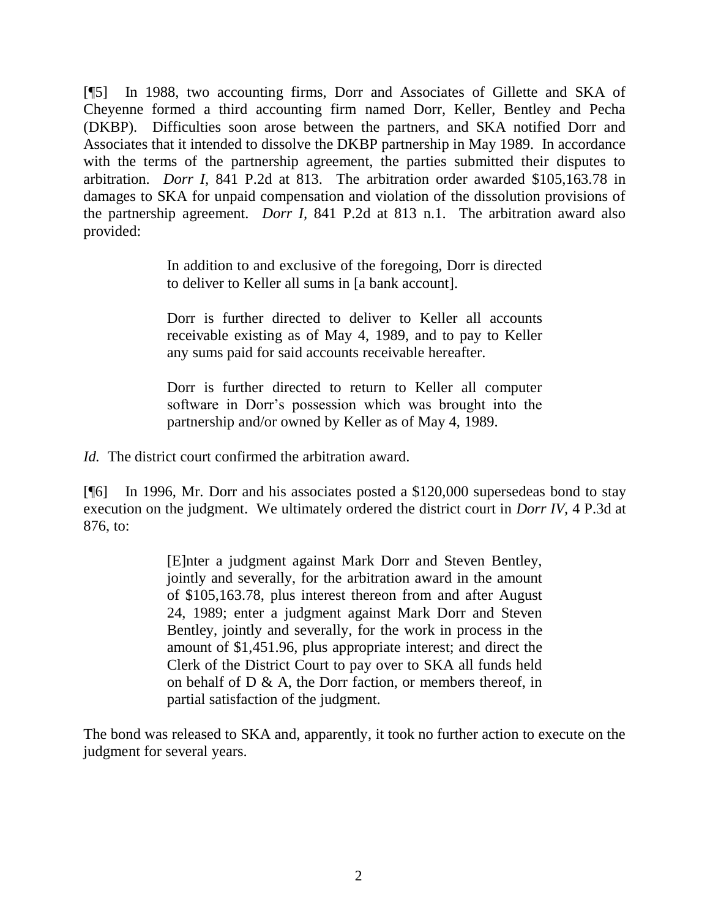[¶5] In 1988, two accounting firms, Dorr and Associates of Gillette and SKA of Cheyenne formed a third accounting firm named Dorr, Keller, Bentley and Pecha (DKBP). Difficulties soon arose between the partners, and SKA notified Dorr and Associates that it intended to dissolve the DKBP partnership in May 1989. In accordance with the terms of the partnership agreement, the parties submitted their disputes to arbitration. *Dorr I*, 841 P.2d at 813. The arbitration order awarded $105,163.78 in damages to SKA for unpaid compensation and violation of the dissolution provisions of the partnership agreement. *Dorr I*, 841 P.2d at 813 n.1. The arbitration award also provided:

> In addition to and exclusive of the foregoing, Dorr is directed to deliver to Keller all sums in [a bank account].
>
> Dorr is further directed to deliver to Keller all accounts receivable existing as of May 4, 1989, and to pay to Keller any sums paid for said accounts receivable hereafter.
>
> Dorr is further directed to return to Keller all computer software in Dorr's possession which was brought into the partnership and/or owned by Keller as of May 4, 1989.

*Id.* The district court confirmed the arbitration award.

[¶6] In 1996, Mr. Dorr and his associates posted a $120,000 supersedeas bond to stay execution on the judgment. We ultimately ordered the district court in *Dorr IV*, 4 P.3d at 876, to:

> [E]nter a judgment against Mark Dorr and Steven Bentley, jointly and severally, for the arbitration award in the amount of $105,163.78, plus interest thereon from and after August 24, 1989; enter a judgment against Mark Dorr and Steven Bentley, jointly and severally, for the work in process in the amount of $1,451.96, plus appropriate interest; and direct the Clerk of the District Court to pay over to SKA all funds held on behalf of D & A, the Dorr faction, or members thereof, in partial satisfaction of the judgment.

The bond was released to SKA and, apparently, it took no further action to execute on the judgment for several years.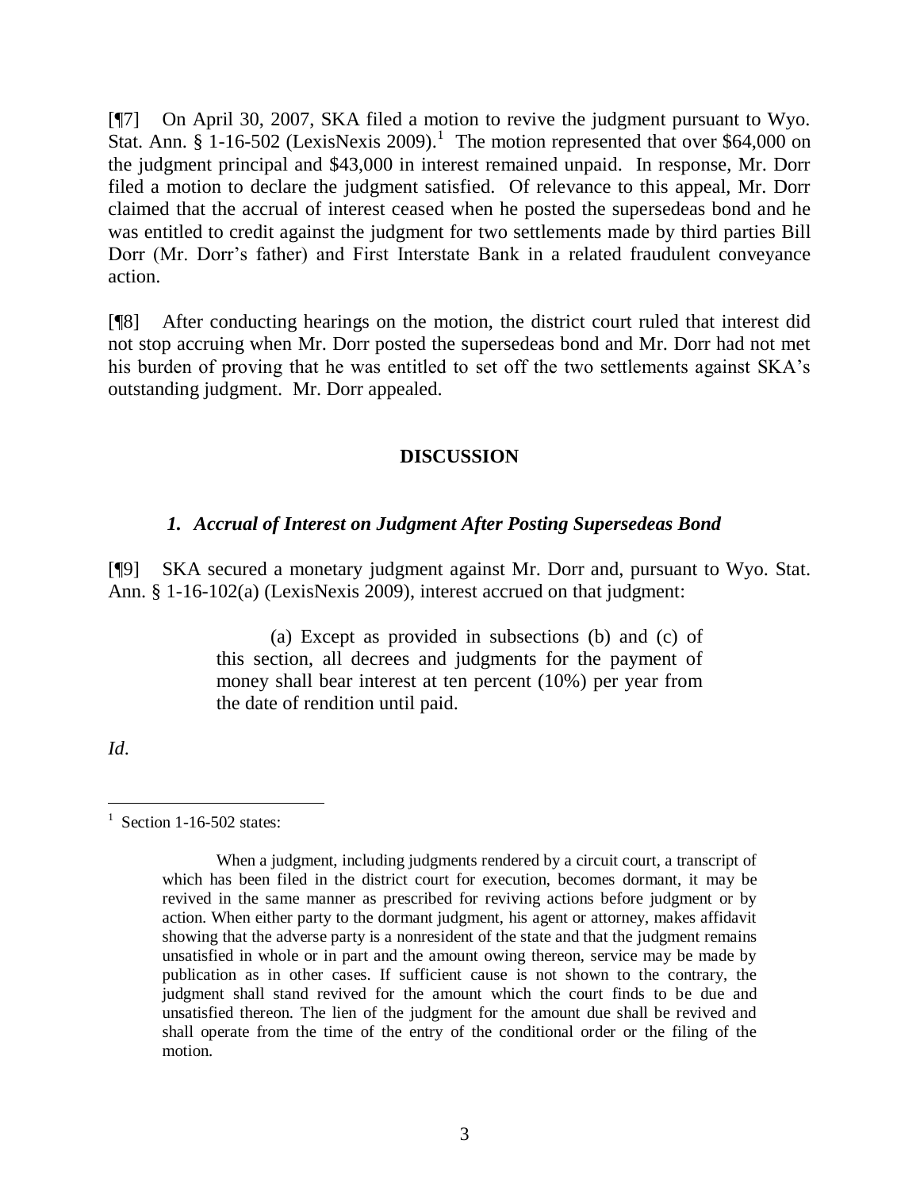[¶7] On April 30, 2007, SKA filed a motion to revive the judgment pursuant to Wyo. Stat. Ann. § 1-16-502 (LexisNexis 2009).[1] The motion represented that over $64,000 on the judgment principal and $43,000 in interest remained unpaid. In response, Mr. Dorr filed a motion to declare the judgment satisfied. Of relevance to this appeal, Mr. Dorr claimed that the accrual of interest ceased when he posted the supersedeas bond and he was entitled to credit against the judgment for two settlements made by third parties Bill Dorr (Mr. Dorr's father) and First Interstate Bank in a related fraudulent conveyance action.

[¶8] After conducting hearings on the motion, the district court ruled that interest did not stop accruing when Mr. Dorr posted the supersedeas bond and Mr. Dorr had not met his burden of proving that he was entitled to set off the two settlements against SKA's outstanding judgment. Mr. Dorr appealed.

## DISCUSSION

### *1. Accrual of Interest on Judgment After Posting Supersedeas Bond*

[¶9] SKA secured a monetary judgment against Mr. Dorr and, pursuant to Wyo. Stat. Ann. § 1-16-102(a) (LexisNexis 2009), interest accrued on that judgment:

> (a) Except as provided in subsections (b) and (c) of this section, all decrees and judgments for the payment of money shall bear interest at ten percent (10%) per year from the date of rendition until paid.

*Id*.

---

[1] Section 1-16-502 states:

> When a judgment, including judgments rendered by a circuit court, a transcript of which has been filed in the district court for execution, becomes dormant, it may be revived in the same manner as prescribed for reviving actions before judgment or by action. When either party to the dormant judgment, his agent or attorney, makes affidavit showing that the adverse party is a nonresident of the state and that the judgment remains unsatisfied in whole or in part and the amount owing thereon, service may be made by publication as in other cases. If sufficient cause is not shown to the contrary, the judgment shall stand revived for the amount which the court finds to be due and unsatisfied thereon. The lien of the judgment for the amount due shall be revived and shall operate from the time of the entry of the conditional order or the filing of the motion.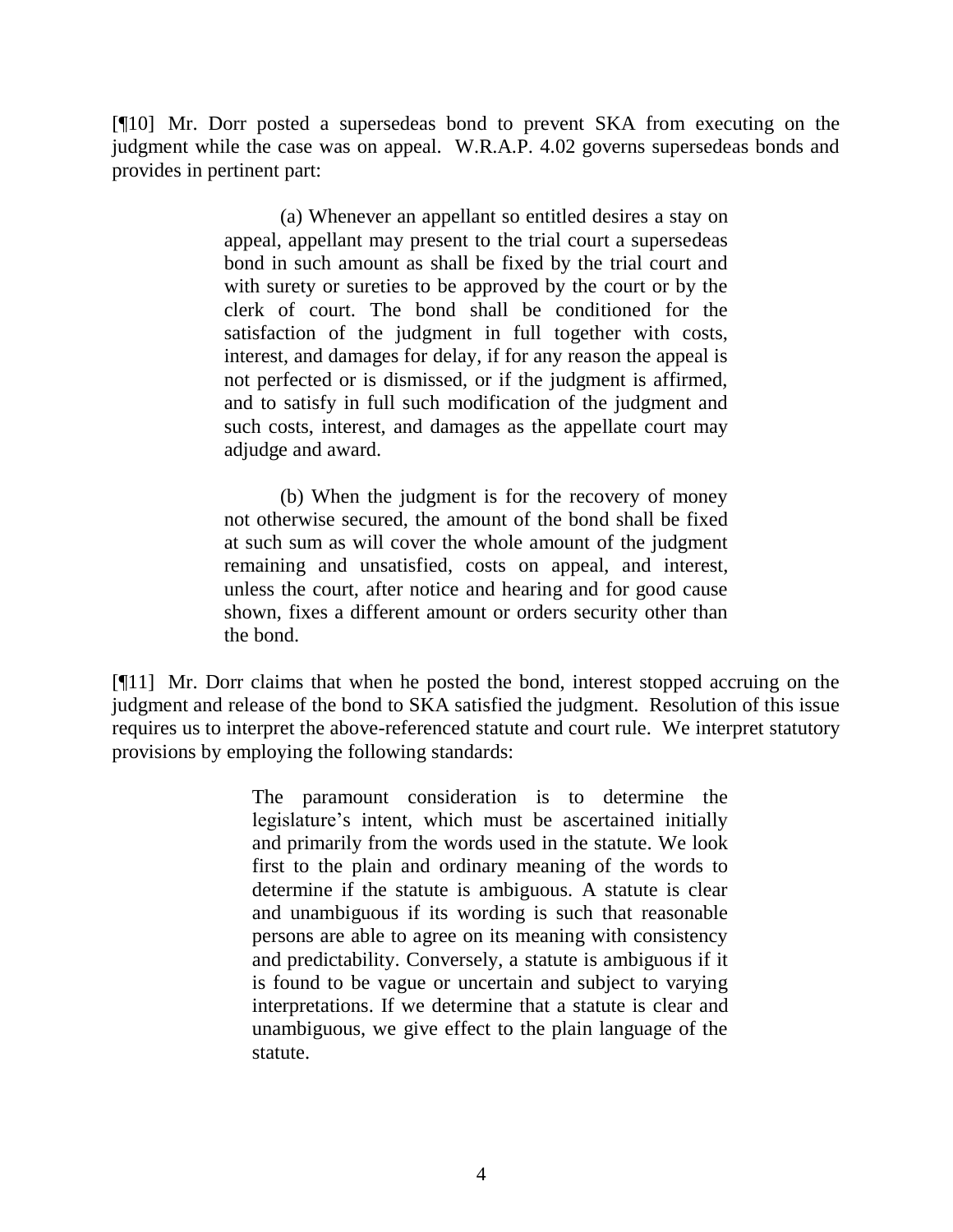[¶10] Mr. Dorr posted a supersedeas bond to prevent SKA from executing on the judgment while the case was on appeal. W.R.A.P. 4.02 governs supersedeas bonds and provides in pertinent part:

> (a) Whenever an appellant so entitled desires a stay on appeal, appellant may present to the trial court a supersedeas bond in such amount as shall be fixed by the trial court and with surety or sureties to be approved by the court or by the clerk of court. The bond shall be conditioned for the satisfaction of the judgment in full together with costs, interest, and damages for delay, if for any reason the appeal is not perfected or is dismissed, or if the judgment is affirmed, and to satisfy in full such modification of the judgment and such costs, interest, and damages as the appellate court may adjudge and award.
>
> (b) When the judgment is for the recovery of money not otherwise secured, the amount of the bond shall be fixed at such sum as will cover the whole amount of the judgment remaining and unsatisfied, costs on appeal, and interest, unless the court, after notice and hearing and for good cause shown, fixes a different amount or orders security other than the bond.

[¶11] Mr. Dorr claims that when he posted the bond, interest stopped accruing on the judgment and release of the bond to SKA satisfied the judgment. Resolution of this issue requires us to interpret the above-referenced statute and court rule. We interpret statutory provisions by employing the following standards:

> The paramount consideration is to determine the legislature's intent, which must be ascertained initially and primarily from the words used in the statute. We look first to the plain and ordinary meaning of the words to determine if the statute is ambiguous. A statute is clear and unambiguous if its wording is such that reasonable persons are able to agree on its meaning with consistency and predictability. Conversely, a statute is ambiguous if it is found to be vague or uncertain and subject to varying interpretations. If we determine that a statute is clear and unambiguous, we give effect to the plain language of the statute.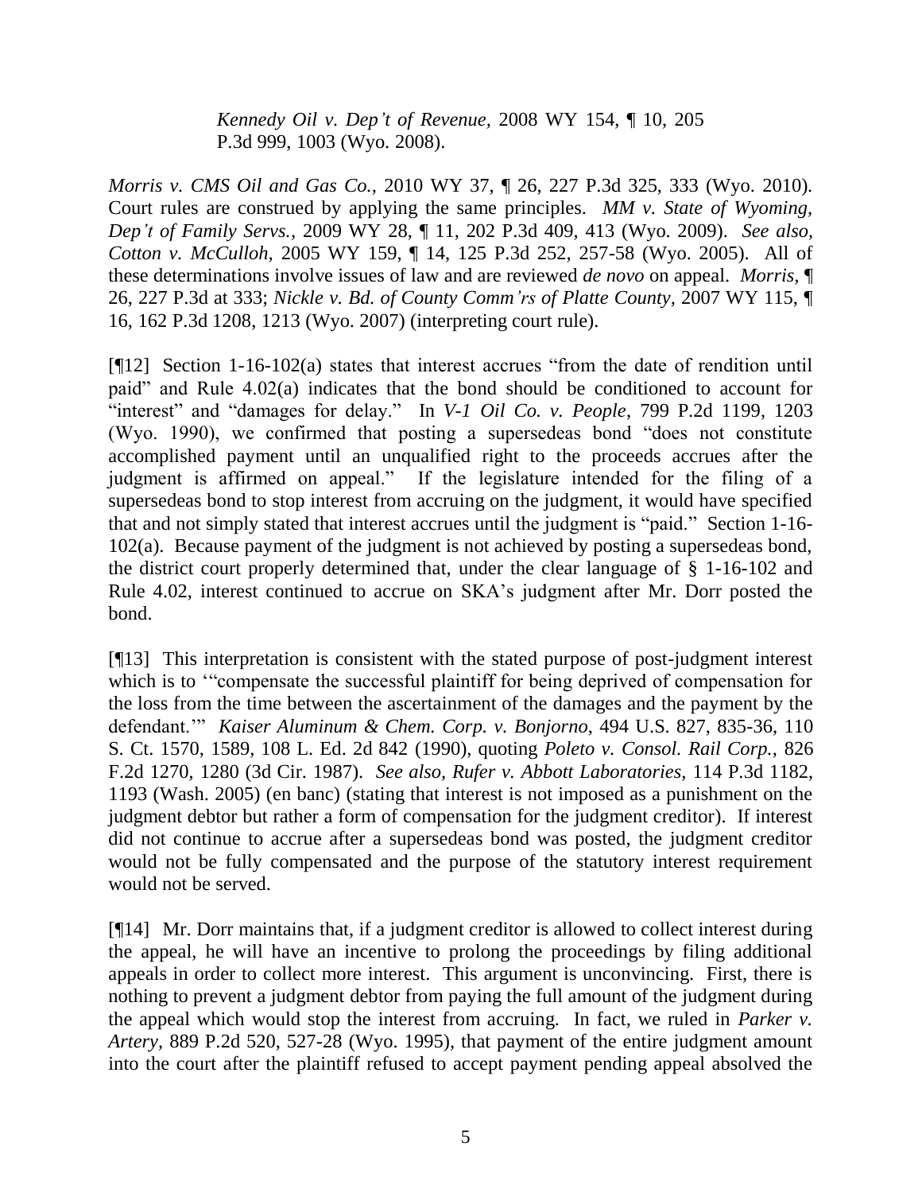> *Kennedy Oil v. Dep't of Revenue*, 2008 WY 154, ¶ 10, 205 P.3d 999, 1003 (Wyo. 2008).

*Morris v. CMS Oil and Gas Co.,* 2010 WY 37, ¶ 26, 227 P.3d 325, 333 (Wyo. 2010). Court rules are construed by applying the same principles. *MM v. State of Wyoming, Dep't of Family Servs.,* 2009 WY 28, ¶ 11, 202 P.3d 409, 413 (Wyo. 2009). *See also, Cotton v. McCulloh,* 2005 WY 159, ¶ 14, 125 P.3d 252, 257-58 (Wyo. 2005). All of these determinations involve issues of law and are reviewed *de novo* on appeal. *Morris,* ¶ 26, 227 P.3d at 333; *Nickle v. Bd. of County Comm'rs of Platte County,* 2007 WY 115, ¶ 16, 162 P.3d 1208, 1213 (Wyo. 2007) (interpreting court rule).

[¶12] Section 1-16-102(a) states that interest accrues "from the date of rendition until paid" and Rule 4.02(a) indicates that the bond should be conditioned to account for "interest" and "damages for delay." In *V-1 Oil Co. v. People*, 799 P.2d 1199, 1203 (Wyo. 1990), we confirmed that posting a supersedeas bond "does not constitute accomplished payment until an unqualified right to the proceeds accrues after the judgment is affirmed on appeal." If the legislature intended for the filing of a supersedeas bond to stop interest from accruing on the judgment, it would have specified that and not simply stated that interest accrues until the judgment is "paid." Section 1-16-102(a). Because payment of the judgment is not achieved by posting a supersedeas bond, the district court properly determined that, under the clear language of § 1-16-102 and Rule 4.02, interest continued to accrue on SKA's judgment after Mr. Dorr posted the bond.

[¶13] This interpretation is consistent with the stated purpose of post-judgment interest which is to '"compensate the successful plaintiff for being deprived of compensation for the loss from the time between the ascertainment of the damages and the payment by the defendant.'" *Kaiser Aluminum & Chem. Corp. v. Bonjorno,* 494 U.S. 827, 835-36, 110 S. Ct. 1570, 1589, 108 L. Ed. 2d 842 (1990), quoting *Poleto v. Consol. Rail Corp.,* 826 F.2d 1270, 1280 (3d Cir. 1987). *See also, Rufer v. Abbott Laboratories*, 114 P.3d 1182, 1193 (Wash. 2005) (en banc) (stating that interest is not imposed as a punishment on the judgment debtor but rather a form of compensation for the judgment creditor). If interest did not continue to accrue after a supersedeas bond was posted, the judgment creditor would not be fully compensated and the purpose of the statutory interest requirement would not be served.

[¶14] Mr. Dorr maintains that, if a judgment creditor is allowed to collect interest during the appeal, he will have an incentive to prolong the proceedings by filing additional appeals in order to collect more interest. This argument is unconvincing. First, there is nothing to prevent a judgment debtor from paying the full amount of the judgment during the appeal which would stop the interest from accruing. In fact, we ruled in *Parker v. Artery,* 889 P.2d 520, 527-28 (Wyo. 1995), that payment of the entire judgment amount into the court after the plaintiff refused to accept payment pending appeal absolved the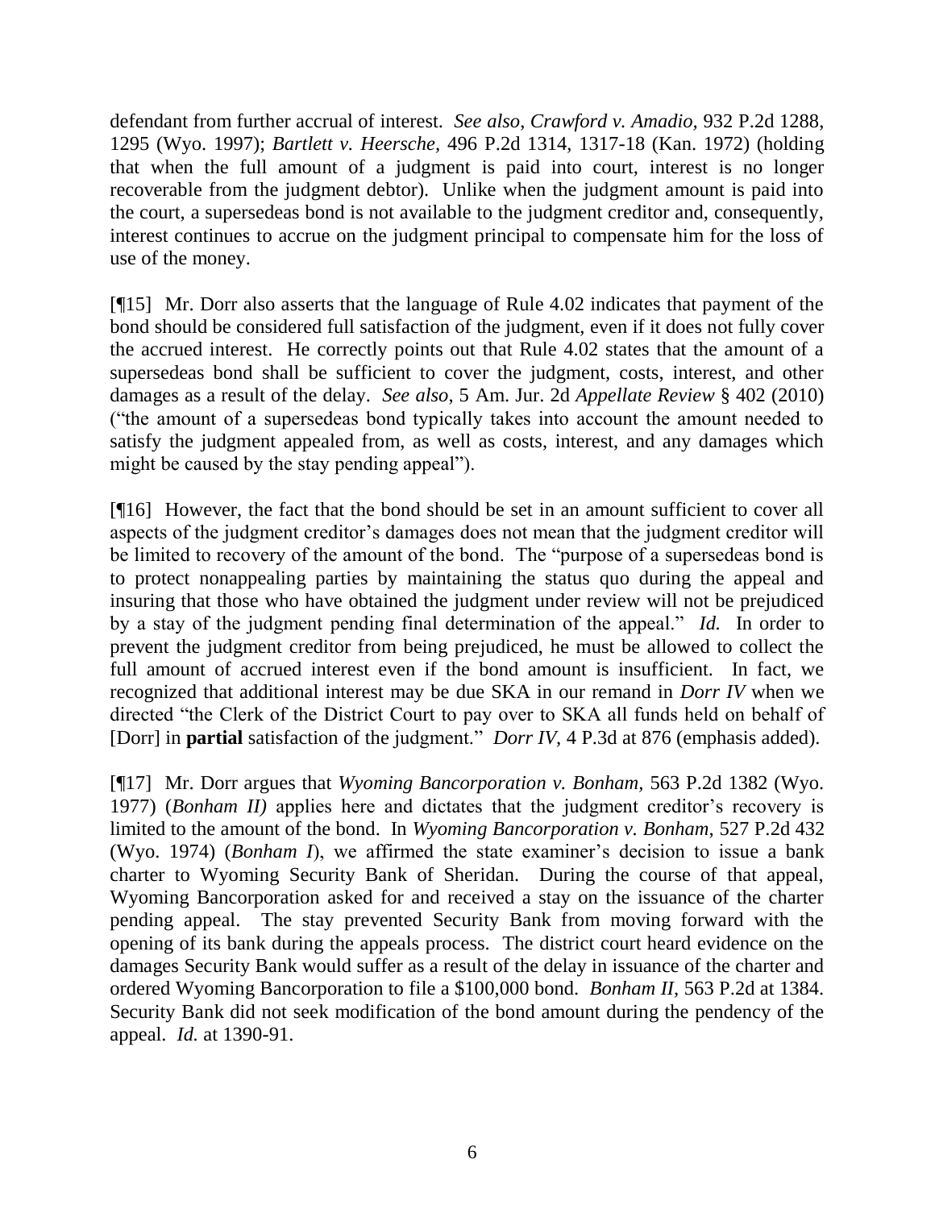defendant from further accrual of interest. *See also*, *Crawford v. Amadio,* 932 P.2d 1288, 1295 (Wyo. 1997); *Bartlett v. Heersche,* 496 P.2d 1314, 1317-18 (Kan. 1972) (holding that when the full amount of a judgment is paid into court, interest is no longer recoverable from the judgment debtor). Unlike when the judgment amount is paid into the court, a supersedeas bond is not available to the judgment creditor and, consequently, interest continues to accrue on the judgment principal to compensate him for the loss of use of the money.

[¶15] Mr. Dorr also asserts that the language of Rule 4.02 indicates that payment of the bond should be considered full satisfaction of the judgment, even if it does not fully cover the accrued interest. He correctly points out that Rule 4.02 states that the amount of a supersedeas bond shall be sufficient to cover the judgment, costs, interest, and other damages as a result of the delay. *See also,* 5 Am. Jur. 2d *Appellate Review* § 402 (2010) ("the amount of a supersedeas bond typically takes into account the amount needed to satisfy the judgment appealed from, as well as costs, interest, and any damages which might be caused by the stay pending appeal").

[¶16] However, the fact that the bond should be set in an amount sufficient to cover all aspects of the judgment creditor's damages does not mean that the judgment creditor will be limited to recovery of the amount of the bond. The "purpose of a supersedeas bond is to protect nonappealing parties by maintaining the status quo during the appeal and insuring that those who have obtained the judgment under review will not be prejudiced by a stay of the judgment pending final determination of the appeal." *Id.* In order to prevent the judgment creditor from being prejudiced, he must be allowed to collect the full amount of accrued interest even if the bond amount is insufficient. In fact, we recognized that additional interest may be due SKA in our remand in *Dorr IV* when we directed "the Clerk of the District Court to pay over to SKA all funds held on behalf of [Dorr] in **partial** satisfaction of the judgment." *Dorr IV,* 4 P.3d at 876 (emphasis added).

[¶17] Mr. Dorr argues that *Wyoming Bancorporation v. Bonham,* 563 P.2d 1382 (Wyo. 1977) (*Bonham II)* applies here and dictates that the judgment creditor's recovery is limited to the amount of the bond. In *Wyoming Bancorporation v. Bonham,* 527 P.2d 432 (Wyo. 1974) (*Bonham I*), we affirmed the state examiner's decision to issue a bank charter to Wyoming Security Bank of Sheridan. During the course of that appeal, Wyoming Bancorporation asked for and received a stay on the issuance of the charter pending appeal. The stay prevented Security Bank from moving forward with the opening of its bank during the appeals process. The district court heard evidence on the damages Security Bank would suffer as a result of the delay in issuance of the charter and ordered Wyoming Bancorporation to file a $100,000 bond. *Bonham II,* 563 P.2d at 1384. Security Bank did not seek modification of the bond amount during the pendency of the appeal. *Id.* at 1390-91.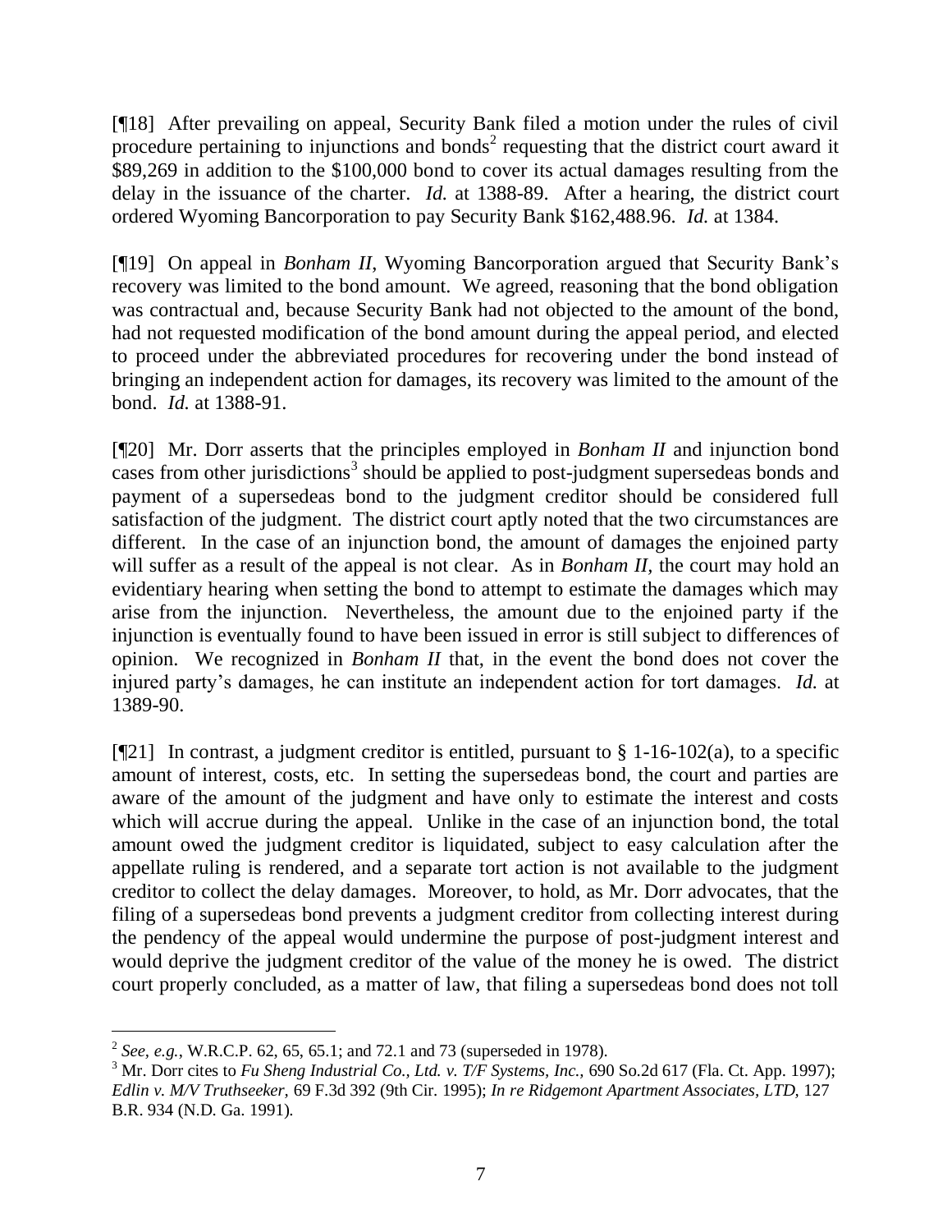[¶18] After prevailing on appeal, Security Bank filed a motion under the rules of civil procedure pertaining to injunctions and bonds[2] requesting that the district court award it \$89,269 in addition to the \$100,000 bond to cover its actual damages resulting from the delay in the issuance of the charter. *Id.* at 1388-89. After a hearing, the district court ordered Wyoming Bancorporation to pay Security Bank \$162,488.96. *Id.* at 1384.

[¶19] On appeal in *Bonham II*, Wyoming Bancorporation argued that Security Bank's recovery was limited to the bond amount. We agreed, reasoning that the bond obligation was contractual and, because Security Bank had not objected to the amount of the bond, had not requested modification of the bond amount during the appeal period, and elected to proceed under the abbreviated procedures for recovering under the bond instead of bringing an independent action for damages, its recovery was limited to the amount of the bond. *Id.* at 1388-91.

[¶20] Mr. Dorr asserts that the principles employed in *Bonham II* and injunction bond cases from other jurisdictions[3] should be applied to post-judgment supersedeas bonds and payment of a supersedeas bond to the judgment creditor should be considered full satisfaction of the judgment. The district court aptly noted that the two circumstances are different. In the case of an injunction bond, the amount of damages the enjoined party will suffer as a result of the appeal is not clear. As in *Bonham II*, the court may hold an evidentiary hearing when setting the bond to attempt to estimate the damages which may arise from the injunction. Nevertheless, the amount due to the enjoined party if the injunction is eventually found to have been issued in error is still subject to differences of opinion. We recognized in *Bonham II* that, in the event the bond does not cover the injured party's damages, he can institute an independent action for tort damages. *Id.* at 1389-90.

[¶21] In contrast, a judgment creditor is entitled, pursuant to § 1-16-102(a), to a specific amount of interest, costs, etc. In setting the supersedeas bond, the court and parties are aware of the amount of the judgment and have only to estimate the interest and costs which will accrue during the appeal. Unlike in the case of an injunction bond, the total amount owed the judgment creditor is liquidated, subject to easy calculation after the appellate ruling is rendered, and a separate tort action is not available to the judgment creditor to collect the delay damages. Moreover, to hold, as Mr. Dorr advocates, that the filing of a supersedeas bond prevents a judgment creditor from collecting interest during the pendency of the appeal would undermine the purpose of post-judgment interest and would deprive the judgment creditor of the value of the money he is owed. The district court properly concluded, as a matter of law, that filing a supersedeas bond does not toll

---

[2] *See, e.g.,* W.R.C.P. 62, 65, 65.1; and 72.1 and 73 (superseded in 1978).

[3] Mr. Dorr cites to *Fu Sheng Industrial Co., Ltd. v. T/F Systems, Inc.,* 690 So.2d 617 (Fla. Ct. App. 1997); *Edlin v. M/V Truthseeker,* 69 F.3d 392 (9th Cir. 1995); *In re Ridgemont Apartment Associates, LTD,* 127 B.R. 934 (N.D. Ga. 1991).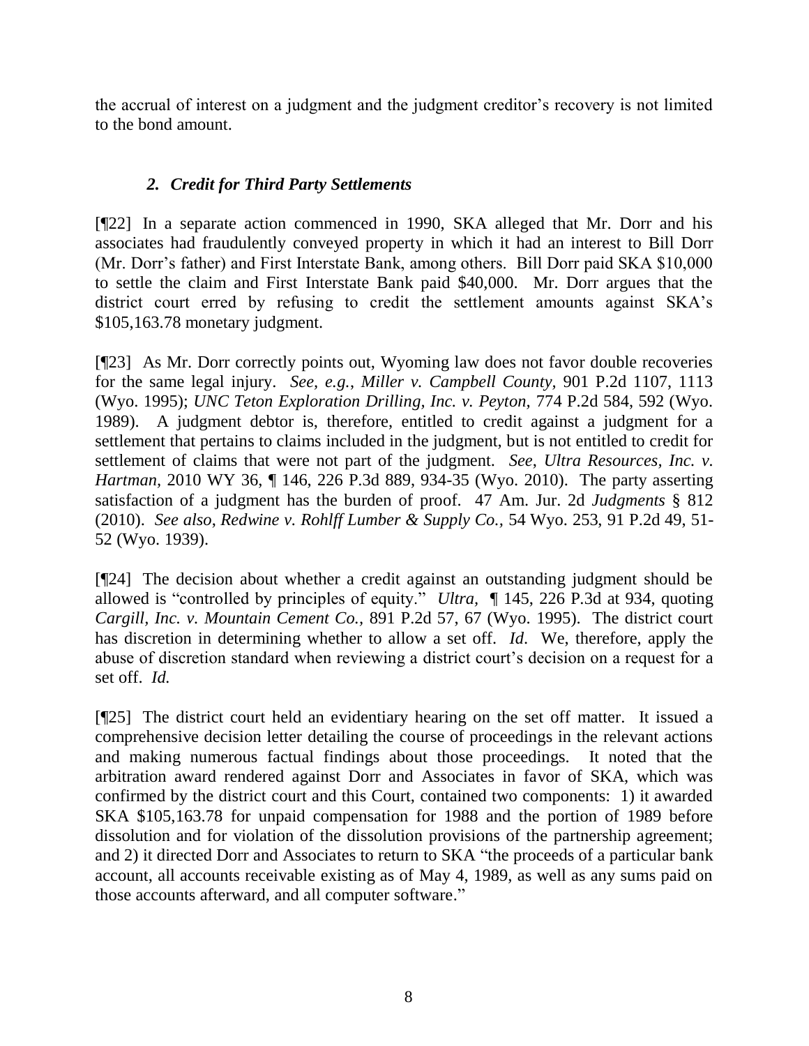the accrual of interest on a judgment and the judgment creditor's recovery is not limited to the bond amount.

### *2. Credit for Third Party Settlements*

[¶22] In a separate action commenced in 1990, SKA alleged that Mr. Dorr and his associates had fraudulently conveyed property in which it had an interest to Bill Dorr (Mr. Dorr's father) and First Interstate Bank, among others. Bill Dorr paid SKA $10,000 to settle the claim and First Interstate Bank paid $40,000. Mr. Dorr argues that the district court erred by refusing to credit the settlement amounts against SKA's $105,163.78 monetary judgment.

[¶23] As Mr. Dorr correctly points out, Wyoming law does not favor double recoveries for the same legal injury. *See, e.g., Miller v. Campbell County,* 901 P.2d 1107, 1113 (Wyo. 1995); *UNC Teton Exploration Drilling, Inc. v. Peyton,* 774 P.2d 584, 592 (Wyo. 1989). A judgment debtor is, therefore, entitled to credit against a judgment for a settlement that pertains to claims included in the judgment, but is not entitled to credit for settlement of claims that were not part of the judgment. *See*, *Ultra Resources, Inc. v. Hartman,* 2010 WY 36, ¶ 146, 226 P.3d 889, 934-35 (Wyo. 2010). The party asserting satisfaction of a judgment has the burden of proof. 47 Am. Jur. 2d *Judgments* § 812 (2010). *See also*, *Redwine v. Rohlff Lumber & Supply Co.,* 54 Wyo. 253, 91 P.2d 49, 51-52 (Wyo. 1939).

[¶24] The decision about whether a credit against an outstanding judgment should be allowed is "controlled by principles of equity." *Ultra,* ¶ 145, 226 P.3d at 934, quoting *Cargill, Inc. v. Mountain Cement Co.,* 891 P.2d 57, 67 (Wyo. 1995). The district court has discretion in determining whether to allow a set off. *Id*. We, therefore, apply the abuse of discretion standard when reviewing a district court's decision on a request for a set off. *Id.*

[¶25] The district court held an evidentiary hearing on the set off matter. It issued a comprehensive decision letter detailing the course of proceedings in the relevant actions and making numerous factual findings about those proceedings. It noted that the arbitration award rendered against Dorr and Associates in favor of SKA, which was confirmed by the district court and this Court, contained two components: 1) it awarded SKA $105,163.78 for unpaid compensation for 1988 and the portion of 1989 before dissolution and for violation of the dissolution provisions of the partnership agreement; and 2) it directed Dorr and Associates to return to SKA "the proceeds of a particular bank account, all accounts receivable existing as of May 4, 1989, as well as any sums paid on those accounts afterward, and all computer software."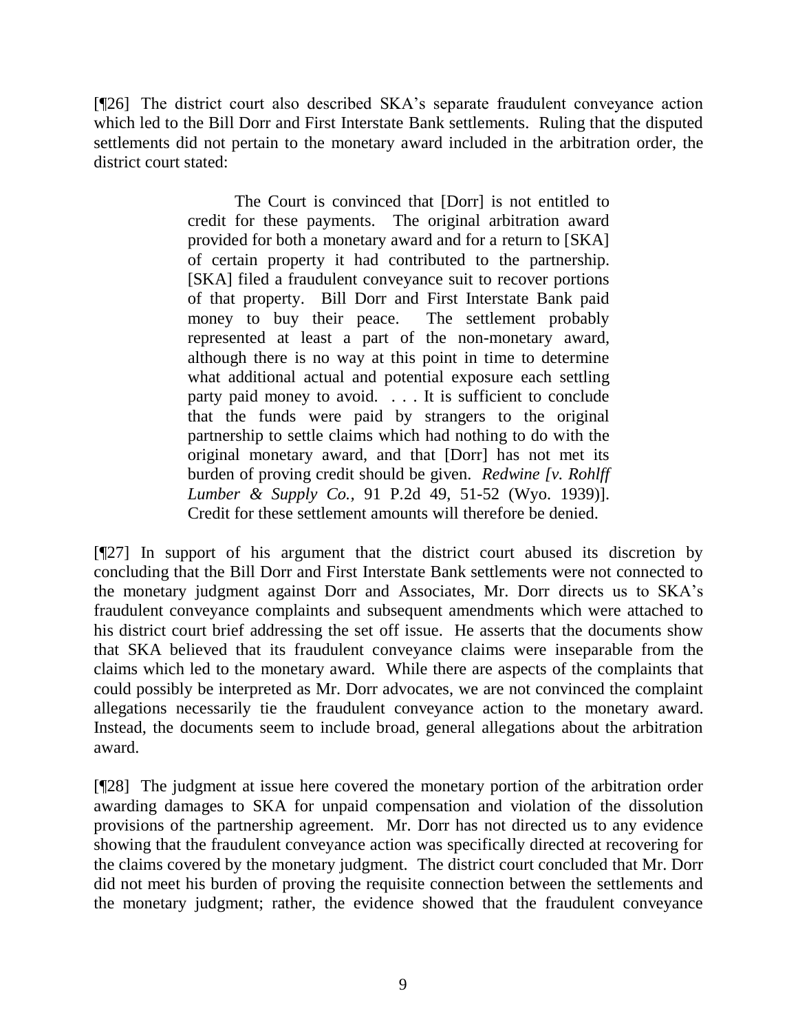[¶26] The district court also described SKA's separate fraudulent conveyance action which led to the Bill Dorr and First Interstate Bank settlements. Ruling that the disputed settlements did not pertain to the monetary award included in the arbitration order, the district court stated:

> The Court is convinced that [Dorr] is not entitled to credit for these payments. The original arbitration award provided for both a monetary award and for a return to [SKA] of certain property it had contributed to the partnership. [SKA] filed a fraudulent conveyance suit to recover portions of that property. Bill Dorr and First Interstate Bank paid money to buy their peace. The settlement probably represented at least a part of the non-monetary award, although there is no way at this point in time to determine what additional actual and potential exposure each settling party paid money to avoid. . . . It is sufficient to conclude that the funds were paid by strangers to the original partnership to settle claims which had nothing to do with the original monetary award, and that [Dorr] has not met its burden of proving credit should be given. *Redwine [v. Rohlff Lumber & Supply Co.*, 91 P.2d 49, 51-52 (Wyo. 1939)]. Credit for these settlement amounts will therefore be denied.

[¶27] In support of his argument that the district court abused its discretion by concluding that the Bill Dorr and First Interstate Bank settlements were not connected to the monetary judgment against Dorr and Associates, Mr. Dorr directs us to SKA's fraudulent conveyance complaints and subsequent amendments which were attached to his district court brief addressing the set off issue. He asserts that the documents show that SKA believed that its fraudulent conveyance claims were inseparable from the claims which led to the monetary award. While there are aspects of the complaints that could possibly be interpreted as Mr. Dorr advocates, we are not convinced the complaint allegations necessarily tie the fraudulent conveyance action to the monetary award. Instead, the documents seem to include broad, general allegations about the arbitration award.

[¶28] The judgment at issue here covered the monetary portion of the arbitration order awarding damages to SKA for unpaid compensation and violation of the dissolution provisions of the partnership agreement. Mr. Dorr has not directed us to any evidence showing that the fraudulent conveyance action was specifically directed at recovering for the claims covered by the monetary judgment. The district court concluded that Mr. Dorr did not meet his burden of proving the requisite connection between the settlements and the monetary judgment; rather, the evidence showed that the fraudulent conveyance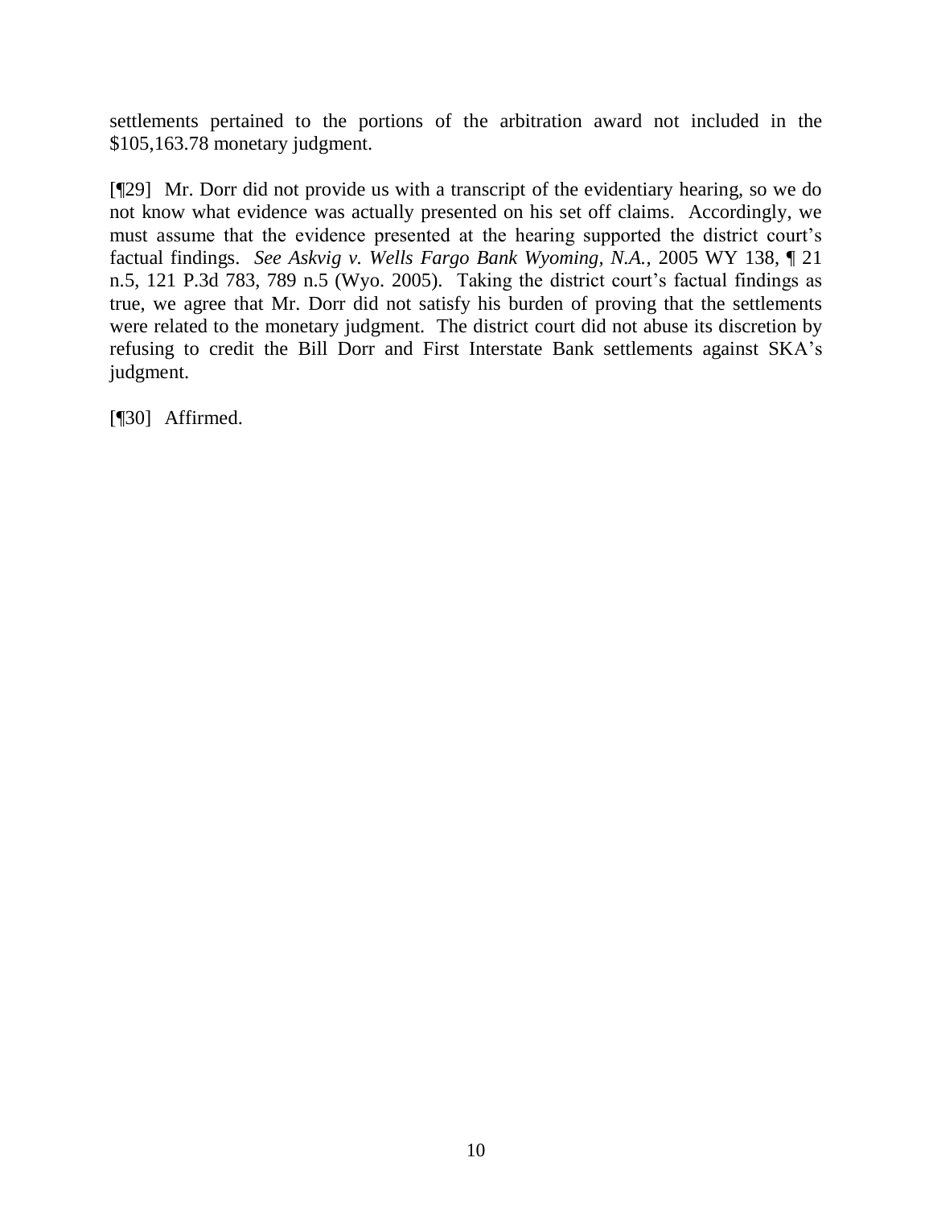settlements pertained to the portions of the arbitration award not included in the $105,163.78 monetary judgment.

[¶29] Mr. Dorr did not provide us with a transcript of the evidentiary hearing, so we do not know what evidence was actually presented on his set off claims. Accordingly, we must assume that the evidence presented at the hearing supported the district court's factual findings. *See Askvig v. Wells Fargo Bank Wyoming, N.A.,* 2005 WY 138, ¶ 21 n.5, 121 P.3d 783, 789 n.5 (Wyo. 2005). Taking the district court's factual findings as true, we agree that Mr. Dorr did not satisfy his burden of proving that the settlements were related to the monetary judgment. The district court did not abuse its discretion by refusing to credit the Bill Dorr and First Interstate Bank settlements against SKA's judgment.

[¶30] Affirmed.